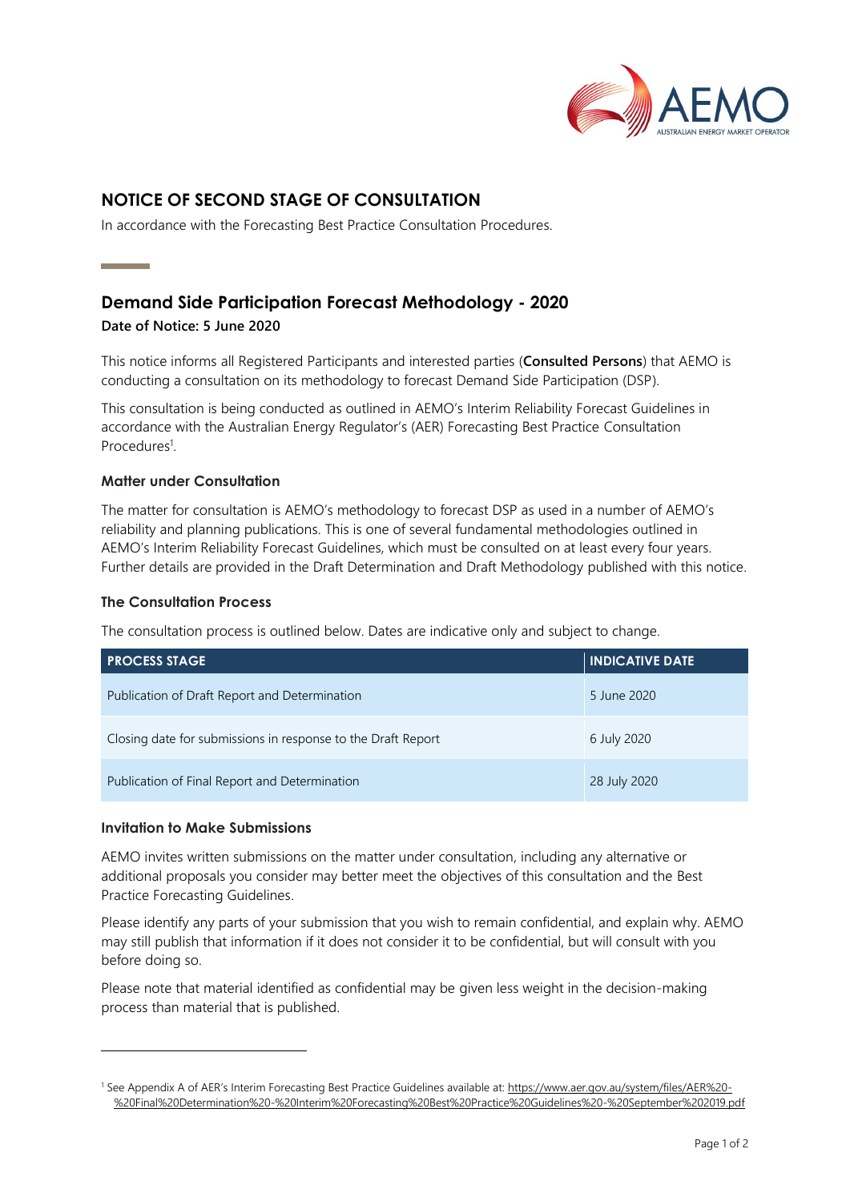# NOTICE OF SECOND STAGE OF CONSULTATION

In accordance with the Forecasting Best Practice Consultation Procedures.

## Demand Side Participation Forecast Methodology - 2020

**Date of Notice: 5 June 2020**

This notice informs all Registered Participants and interested parties (**Consulted Persons**) that AEMO is conducting a consultation on its methodology to forecast Demand Side Participation (DSP).

This consultation is being conducted as outlined in AEMO's Interim Reliability Forecast Guidelines in accordance with the Australian Energy Regulator's (AER) Forecasting Best Practice Consultation Procedures[1].

### Matter under Consultation

The matter for consultation is AEMO's methodology to forecast DSP as used in a number of AEMO's reliability and planning publications. This is one of several fundamental methodologies outlined in AEMO's Interim Reliability Forecast Guidelines, which must be consulted on at least every four years. Further details are provided in the Draft Determination and Draft Methodology published with this notice.

### The Consultation Process

The consultation process is outlined below. Dates are indicative only and subject to change.

| PROCESS STAGE | INDICATIVE DATE |
| --- | --- |
| Publication of Draft Report and Determination | 5 June 2020 |
| Closing date for submissions in response to the Draft Report | 6 July 2020 |
| Publication of Final Report and Determination | 28 July 2020 |

### Invitation to Make Submissions

AEMO invites written submissions on the matter under consultation, including any alternative or additional proposals you consider may better meet the objectives of this consultation and the Best Practice Forecasting Guidelines.

Please identify any parts of your submission that you wish to remain confidential, and explain why. AEMO may still publish that information if it does not consider it to be confidential, but will consult with you before doing so.

Please note that material identified as confidential may be given less weight in the decision-making process than material that is published.

---

[1] See Appendix A of AER's Interim Forecasting Best Practice Guidelines available at: https://www.aer.gov.au/system/files/AER%20-%20Final%20Determination%20-%20Interim%20Forecasting%20Best%20Practice%20Guidelines%20-%20September%202019.pdf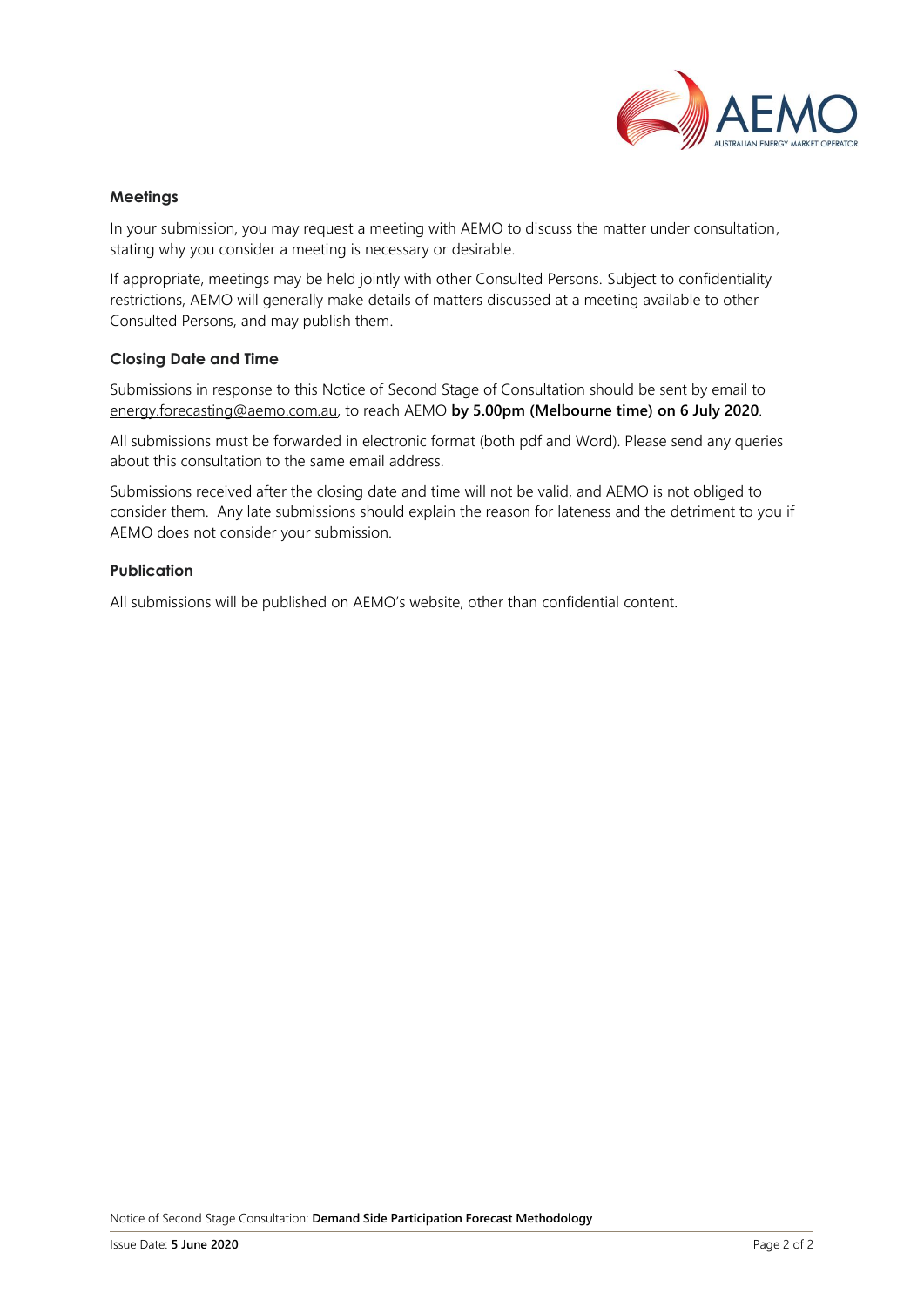### Meetings

In your submission, you may request a meeting with AEMO to discuss the matter under consultation, stating why you consider a meeting is necessary or desirable.

If appropriate, meetings may be held jointly with other Consulted Persons. Subject to confidentiality restrictions, AEMO will generally make details of matters discussed at a meeting available to other Consulted Persons, and may publish them.

### Closing Date and Time

Submissions in response to this Notice of Second Stage of Consultation should be sent by email to energy.forecasting@aemo.com.au, to reach AEMO **by 5.00pm (Melbourne time) on 6 July 2020**.

All submissions must be forwarded in electronic format (both pdf and Word). Please send any queries about this consultation to the same email address.

Submissions received after the closing date and time will not be valid, and AEMO is not obliged to consider them. Any late submissions should explain the reason for lateness and the detriment to you if AEMO does not consider your submission.

### Publication

All submissions will be published on AEMO's website, other than confidential content.